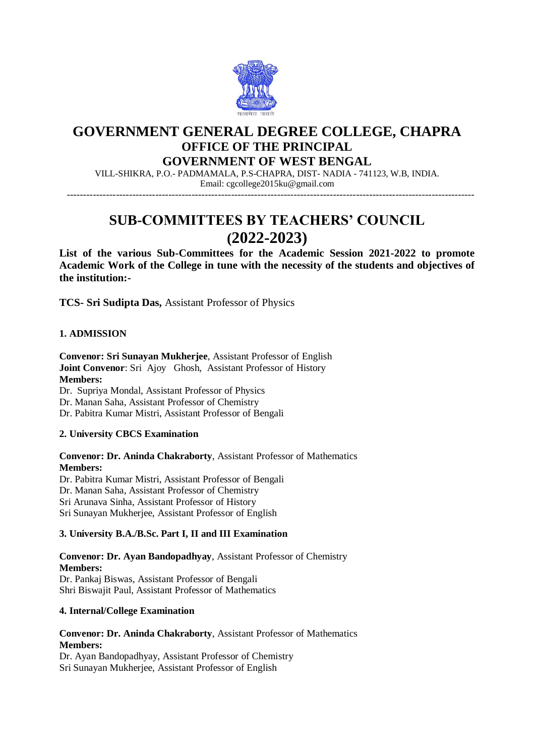# GOVERNMENT GENERAL DEGREE COLLEGE, CHAPRA

## OFFICE OF THE PRINCIPAL

## GOVERNMENT OF WEST BENGAL

VILL-SHIKRA, P.O.- PADMAMALA, P.S-CHAPRA, DIST- NADIA - 741123, W.B, INDIA.
Email: cgcollege2015ku@gmail.com

---

# SUB-COMMITTEES BY TEACHERS' COUNCIL (2022-2023)

**List of the various Sub-Committees for the Academic Session 2021-2022 to promote Academic Work of the College in tune with the necessity of the students and objectives of the institution:-**

**TCS- Sri Sudipta Das,** Assistant Professor of Physics

### 1. ADMISSION

**Convenor: Sri Sunayan Mukherjee**, Assistant Professor of English
**Joint Convenor**: Sri Ajoy Ghosh, Assistant Professor of History
**Members:**
Dr. Supriya Mondal, Assistant Professor of Physics
Dr. Manan Saha, Assistant Professor of Chemistry
Dr. Pabitra Kumar Mistri, Assistant Professor of Bengali

### 2. University CBCS Examination

**Convenor: Dr. Aninda Chakraborty**, Assistant Professor of Mathematics
**Members:**
Dr. Pabitra Kumar Mistri, Assistant Professor of Bengali
Dr. Manan Saha, Assistant Professor of Chemistry
Sri Arunava Sinha, Assistant Professor of History
Sri Sunayan Mukherjee, Assistant Professor of English

### 3. University B.A./B.Sc. Part I, II and III Examination

**Convenor: Dr. Ayan Bandopadhyay**, Assistant Professor of Chemistry
**Members:**
Dr. Pankaj Biswas, Assistant Professor of Bengali
Shri Biswajit Paul, Assistant Professor of Mathematics

### 4. Internal/College Examination

**Convenor: Dr. Aninda Chakraborty**, Assistant Professor of Mathematics
**Members:**
Dr. Ayan Bandopadhyay, Assistant Professor of Chemistry
Sri Sunayan Mukherjee, Assistant Professor of English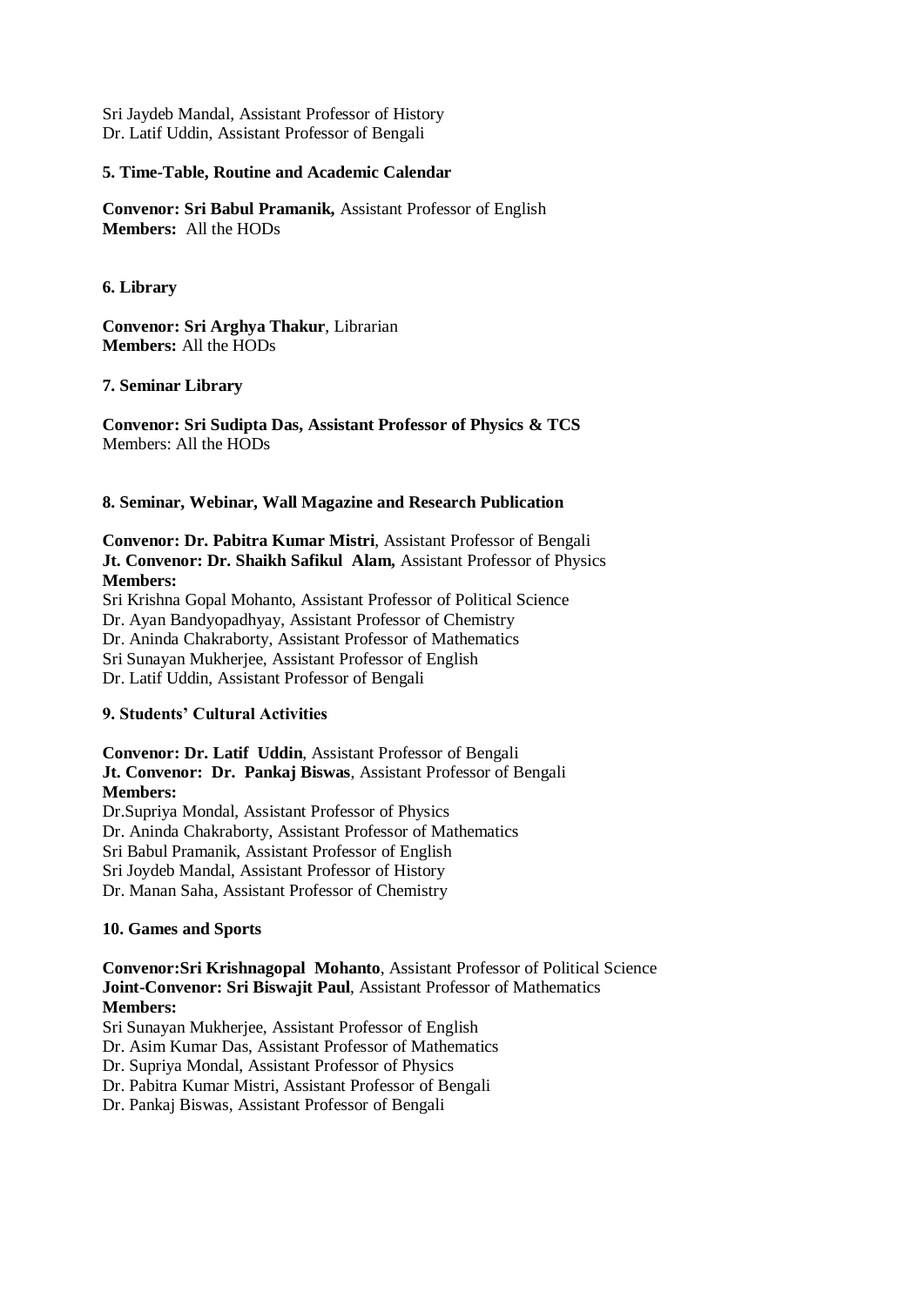Sri Jaydeb Mandal, Assistant Professor of History
Dr. Latif Uddin, Assistant Professor of Bengali

**5. Time-Table, Routine and Academic Calendar**

**Convenor: Sri Babul Pramanik,** Assistant Professor of English
**Members:** All the HODs

**6. Library**

**Convenor: Sri Arghya Thakur**, Librarian
**Members:** All the HODs

**7. Seminar Library**

**Convenor: Sri Sudipta Das, Assistant Professor of Physics & TCS**
Members: All the HODs

**8. Seminar, Webinar, Wall Magazine and Research Publication**

**Convenor: Dr. Pabitra Kumar Mistri**, Assistant Professor of Bengali
**Jt. Convenor: Dr. Shaikh Safikul Alam,** Assistant Professor of Physics
**Members:**
Sri Krishna Gopal Mohanto, Assistant Professor of Political Science
Dr. Ayan Bandyopadhyay, Assistant Professor of Chemistry
Dr. Aninda Chakraborty, Assistant Professor of Mathematics
Sri Sunayan Mukherjee, Assistant Professor of English
Dr. Latif Uddin, Assistant Professor of Bengali

**9. Students' Cultural Activities**

**Convenor: Dr. Latif Uddin**, Assistant Professor of Bengali
**Jt. Convenor: Dr. Pankaj Biswas**, Assistant Professor of Bengali
**Members:**
Dr.Supriya Mondal, Assistant Professor of Physics
Dr. Aninda Chakraborty, Assistant Professor of Mathematics
Sri Babul Pramanik, Assistant Professor of English
Sri Joydeb Mandal, Assistant Professor of History
Dr. Manan Saha, Assistant Professor of Chemistry

**10. Games and Sports**

**Convenor:Sri Krishnagopal Mohanto**, Assistant Professor of Political Science
**Joint-Convenor: Sri Biswajit Paul**, Assistant Professor of Mathematics
**Members:**
Sri Sunayan Mukherjee, Assistant Professor of English
Dr. Asim Kumar Das, Assistant Professor of Mathematics
Dr. Supriya Mondal, Assistant Professor of Physics
Dr. Pabitra Kumar Mistri, Assistant Professor of Bengali
Dr. Pankaj Biswas, Assistant Professor of Bengali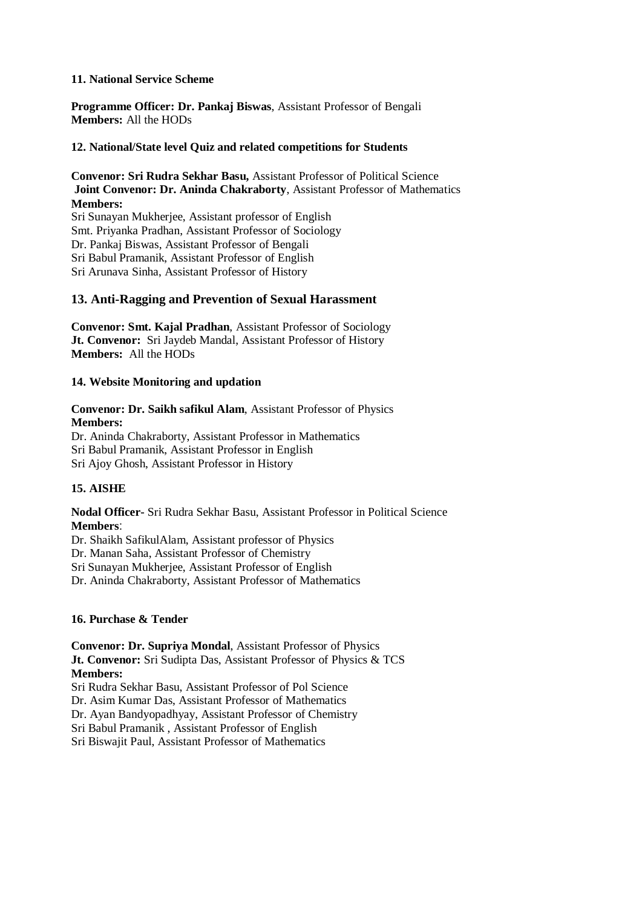**11. National Service Scheme**

**Programme Officer: Dr. Pankaj Biswas**, Assistant Professor of Bengali
**Members:** All the HODs

**12. National/State level Quiz and related competitions for Students**

**Convenor: Sri Rudra Sekhar Basu,** Assistant Professor of Political Science
**Joint Convenor: Dr. Aninda Chakraborty**, Assistant Professor of Mathematics
**Members:**
Sri Sunayan Mukherjee, Assistant professor of English
Smt. Priyanka Pradhan, Assistant Professor of Sociology
Dr. Pankaj Biswas, Assistant Professor of Bengali
Sri Babul Pramanik, Assistant Professor of English
Sri Arunava Sinha, Assistant Professor of History

## 13. Anti-Ragging and Prevention of Sexual Harassment

**Convenor: Smt. Kajal Pradhan**, Assistant Professor of Sociology
**Jt. Convenor:** Sri Jaydeb Mandal, Assistant Professor of History
**Members:** All the HODs

**14. Website Monitoring and updation**

**Convenor: Dr. Saikh safikul Alam**, Assistant Professor of Physics
**Members:**
Dr. Aninda Chakraborty, Assistant Professor in Mathematics
Sri Babul Pramanik, Assistant Professor in English
Sri Ajoy Ghosh, Assistant Professor in History

**15. AISHE**

**Nodal Officer-** Sri Rudra Sekhar Basu, Assistant Professor in Political Science
**Members**:
Dr. Shaikh SafikulAlam, Assistant professor of Physics
Dr. Manan Saha, Assistant Professor of Chemistry
Sri Sunayan Mukherjee, Assistant Professor of English
Dr. Aninda Chakraborty, Assistant Professor of Mathematics

**16. Purchase & Tender**

**Convenor: Dr. Supriya Mondal**, Assistant Professor of Physics
**Jt. Convenor:** Sri Sudipta Das, Assistant Professor of Physics & TCS
**Members:**
Sri Rudra Sekhar Basu, Assistant Professor of Pol Science
Dr. Asim Kumar Das, Assistant Professor of Mathematics
Dr. Ayan Bandyopadhyay, Assistant Professor of Chemistry
Sri Babul Pramanik , Assistant Professor of English
Sri Biswajit Paul, Assistant Professor of Mathematics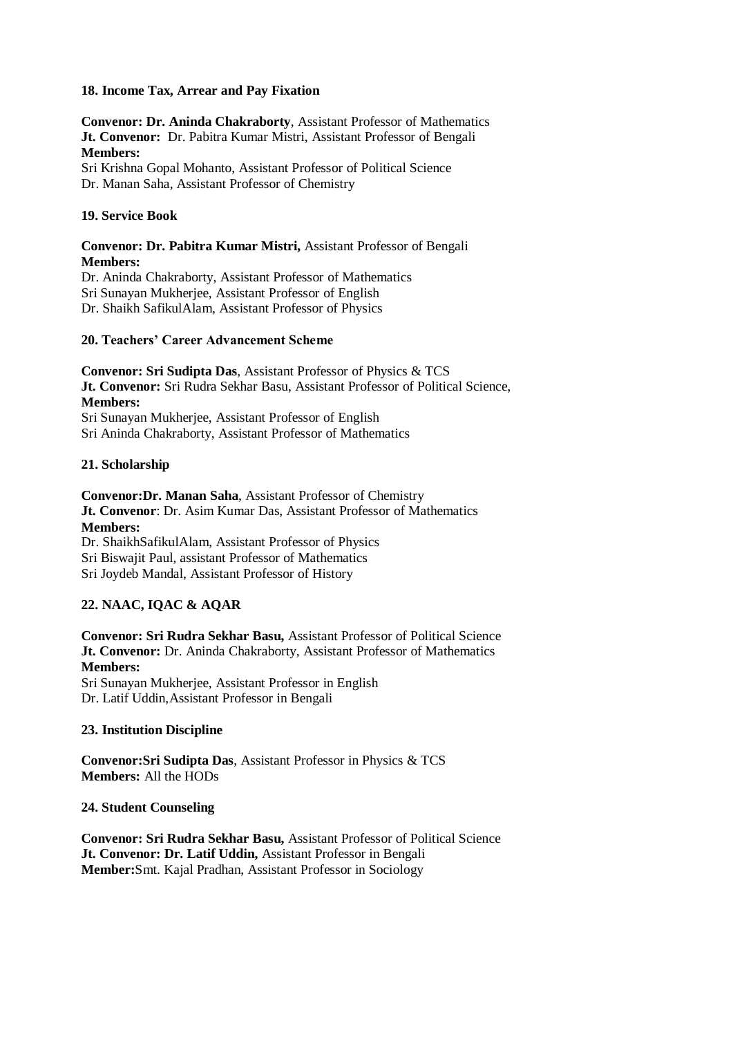### 18. Income Tax, Arrear and Pay Fixation

**Convenor: Dr. Aninda Chakraborty**, Assistant Professor of Mathematics
**Jt. Convenor:** Dr. Pabitra Kumar Mistri, Assistant Professor of Bengali
**Members:**
Sri Krishna Gopal Mohanto, Assistant Professor of Political Science
Dr. Manan Saha, Assistant Professor of Chemistry

### 19. Service Book

**Convenor: Dr. Pabitra Kumar Mistri,** Assistant Professor of Bengali
**Members:**
Dr. Aninda Chakraborty, Assistant Professor of Mathematics
Sri Sunayan Mukherjee, Assistant Professor of English
Dr. Shaikh SafikulAlam, Assistant Professor of Physics

### 20. Teachers' Career Advancement Scheme

**Convenor: Sri Sudipta Das**, Assistant Professor of Physics & TCS
**Jt. Convenor:** Sri Rudra Sekhar Basu, Assistant Professor of Political Science,
**Members:**
Sri Sunayan Mukherjee, Assistant Professor of English
Sri Aninda Chakraborty, Assistant Professor of Mathematics

### 21. Scholarship

**Convenor:Dr. Manan Saha**, Assistant Professor of Chemistry
**Jt. Convenor**: Dr. Asim Kumar Das, Assistant Professor of Mathematics
**Members:**
Dr. ShaikhSafikulAlam, Assistant Professor of Physics
Sri Biswajit Paul, assistant Professor of Mathematics
Sri Joydeb Mandal, Assistant Professor of History

### 22. NAAC, IQAC & AQAR

**Convenor: Sri Rudra Sekhar Basu,** Assistant Professor of Political Science
**Jt. Convenor:** Dr. Aninda Chakraborty, Assistant Professor of Mathematics
**Members:**
Sri Sunayan Mukherjee, Assistant Professor in English
Dr. Latif Uddin,Assistant Professor in Bengali

### 23. Institution Discipline

**Convenor:Sri Sudipta Das**, Assistant Professor in Physics & TCS
**Members:** All the HODs

### 24. Student Counseling

**Convenor: Sri Rudra Sekhar Basu,** Assistant Professor of Political Science
**Jt. Convenor: Dr. Latif Uddin,** Assistant Professor in Bengali
**Member:**Smt. Kajal Pradhan, Assistant Professor in Sociology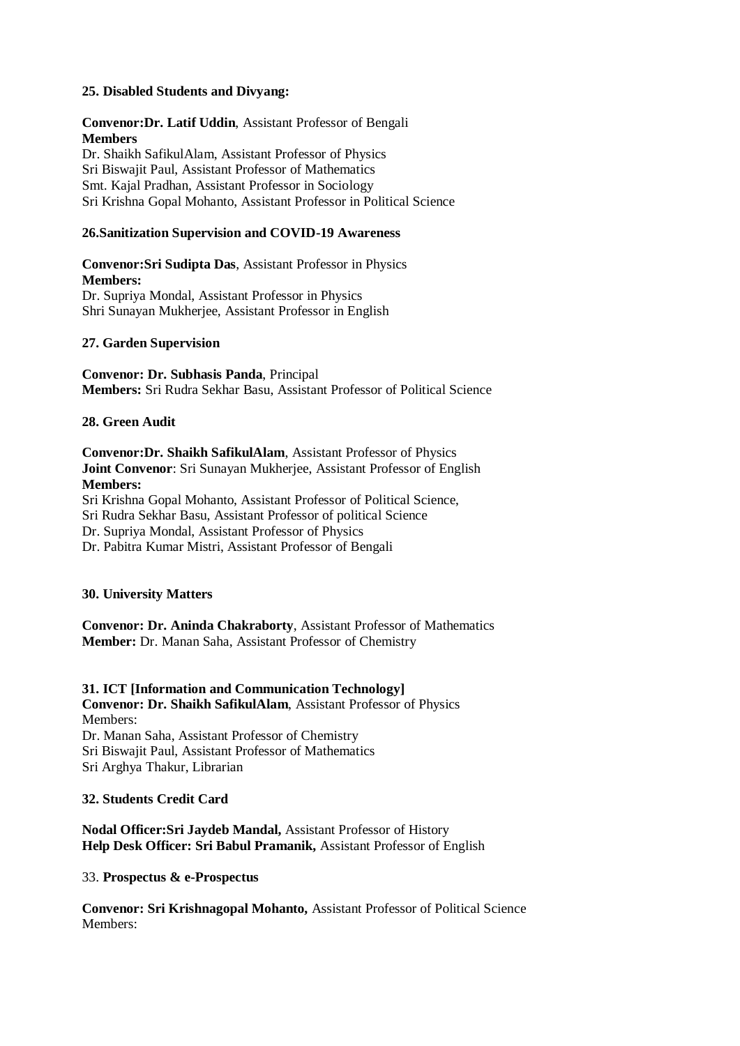**25. Disabled Students and Divyang:**

**Convenor:Dr. Latif Uddin**, Assistant Professor of Bengali
**Members**
Dr. Shaikh SafikulAlam, Assistant Professor of Physics
Sri Biswajit Paul, Assistant Professor of Mathematics
Smt. Kajal Pradhan, Assistant Professor in Sociology
Sri Krishna Gopal Mohanto, Assistant Professor in Political Science

**26.Sanitization Supervision and COVID-19 Awareness**

**Convenor:Sri Sudipta Das**, Assistant Professor in Physics
**Members:**
Dr. Supriya Mondal, Assistant Professor in Physics
Shri Sunayan Mukherjee, Assistant Professor in English

**27. Garden Supervision**

**Convenor: Dr. Subhasis Panda**, Principal
**Members:** Sri Rudra Sekhar Basu, Assistant Professor of Political Science

**28. Green Audit**

**Convenor:Dr. Shaikh SafikulAlam**, Assistant Professor of Physics
**Joint Convenor**: Sri Sunayan Mukherjee, Assistant Professor of English
**Members:**
Sri Krishna Gopal Mohanto, Assistant Professor of Political Science,
Sri Rudra Sekhar Basu, Assistant Professor of political Science
Dr. Supriya Mondal, Assistant Professor of Physics
Dr. Pabitra Kumar Mistri, Assistant Professor of Bengali

**30. University Matters**

**Convenor: Dr. Aninda Chakraborty**, Assistant Professor of Mathematics
**Member:** Dr. Manan Saha, Assistant Professor of Chemistry

**31. ICT [Information and Communication Technology]**
**Convenor: Dr. Shaikh SafikulAlam**, Assistant Professor of Physics
Members:
Dr. Manan Saha, Assistant Professor of Chemistry
Sri Biswajit Paul, Assistant Professor of Mathematics
Sri Arghya Thakur, Librarian

**32. Students Credit Card**

**Nodal Officer:Sri Jaydeb Mandal,** Assistant Professor of History
**Help Desk Officer: Sri Babul Pramanik,** Assistant Professor of English

33. **Prospectus & e-Prospectus**

**Convenor: Sri Krishnagopal Mohanto,** Assistant Professor of Political Science
Members: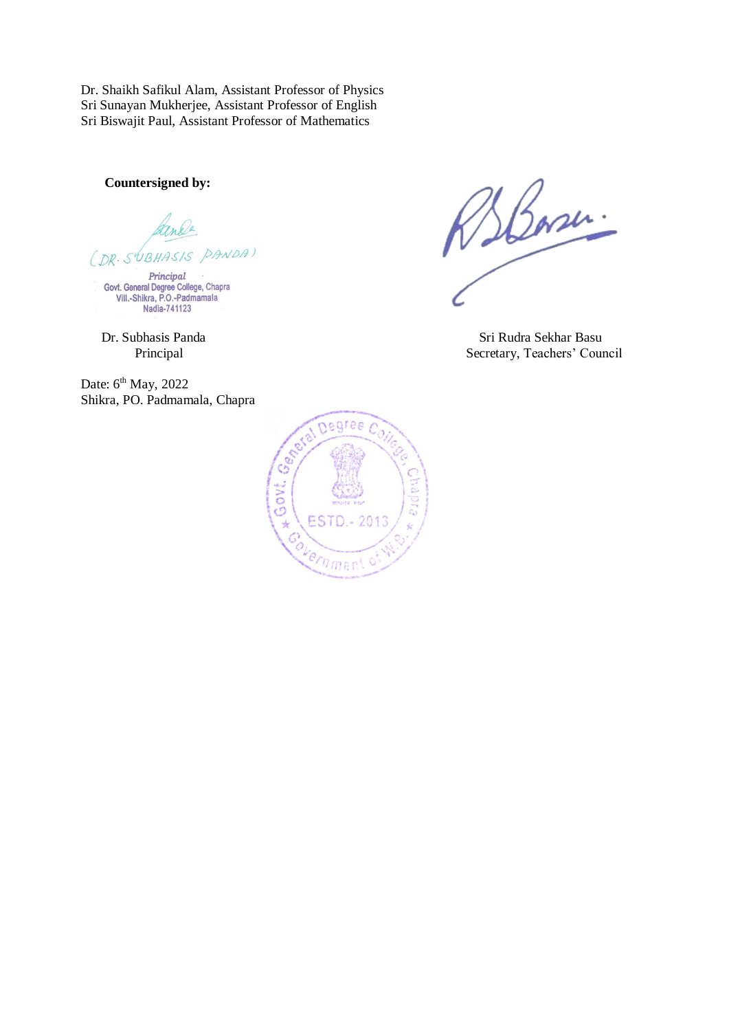Dr. Shaikh Safikul Alam, Assistant Professor of Physics
Sri Sunayan Mukherjee, Assistant Professor of English
Sri Biswajit Paul, Assistant Professor of Mathematics

**Countersigned by:**

(DR. SUBHASIS PANDA)
*Principal*
Govt. General Degree College, Chapra
Vill.-Shikra, P.O.-Padmamala
Nadia-741123

Dr. Subhasis Panda
Principal

Sri Rudra Sekhar Basu
Secretary, Teachers' Council

Date: 6th May, 2022
Shikra, PO. Padmamala, Chapra

Govt. General Degree College, Chapra ★ ESTD.- 2013 ★ Government of W.B.